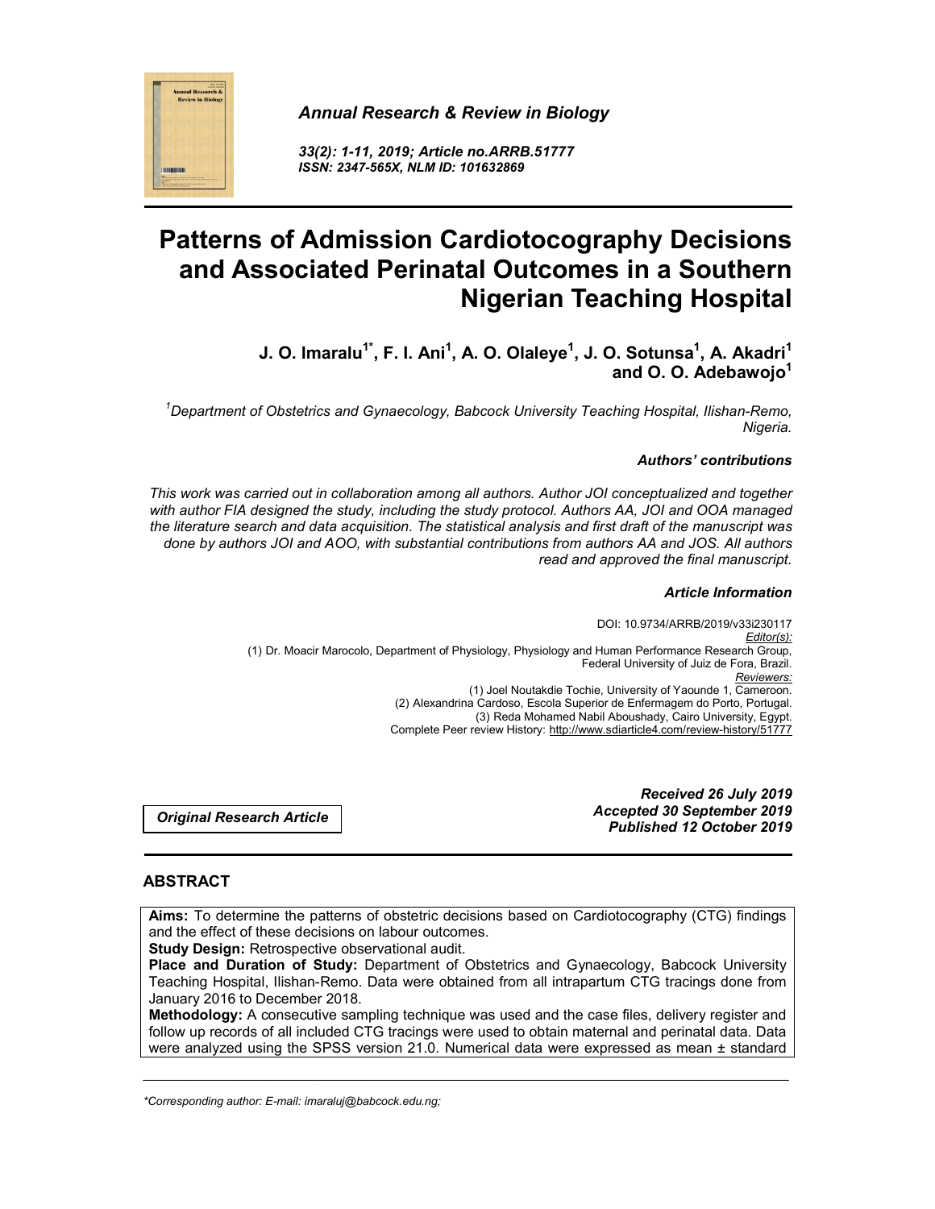*Annual Research & Review in Biology*

*33(2): 1-11, 2019; Article no.ARRB.51777*
*ISSN: 2347-565X, NLM ID: 101632869*

# Patterns of Admission Cardiotocography Decisions and Associated Perinatal Outcomes in a Southern Nigerian Teaching Hospital

**J. O. Imaralu[1*], F. I. Ani[1], A. O. Olaleye[1], J. O. Sotunsa[1], A. Akadri[1] and O. O. Adebawojo[1]**

[1]*Department of Obstetrics and Gynaecology, Babcock University Teaching Hospital, Ilishan-Remo, Nigeria.*

***Authors' contributions***

*This work was carried out in collaboration among all authors. Author JOI conceptualized and together with author FIA designed the study, including the study protocol. Authors AA, JOI and OOA managed the literature search and data acquisition. The statistical analysis and first draft of the manuscript was done by authors JOI and AOO, with substantial contributions from authors AA and JOS. All authors read and approved the final manuscript.*

***Article Information***

DOI: 10.9734/ARRB/2019/v33i230117
*Editor(s):*
(1) Dr. Moacir Marocolo, Department of Physiology, Physiology and Human Performance Research Group, Federal University of Juiz de Fora, Brazil.
*Reviewers:*
(1) Joel Noutakdie Tochie, University of Yaounde 1, Cameroon.
(2) Alexandrina Cardoso, Escola Superior de Enfermagem do Porto, Portugal.
(3) Reda Mohamed Nabil Aboushady, Cairo University, Egypt.
Complete Peer review History: http://www.sdiarticle4.com/review-history/51777

***Original Research Article***

***Received 26 July 2019***
***Accepted 30 September 2019***
***Published 12 October 2019***

## ABSTRACT

**Aims:** To determine the patterns of obstetric decisions based on Cardiotocography (CTG) findings and the effect of these decisions on labour outcomes.

**Study Design:** Retrospective observational audit.

**Place and Duration of Study:** Department of Obstetrics and Gynaecology, Babcock University Teaching Hospital, Ilishan-Remo. Data were obtained from all intrapartum CTG tracings done from January 2016 to December 2018.

**Methodology:** A consecutive sampling technique was used and the case files, delivery register and follow up records of all included CTG tracings were used to obtain maternal and perinatal data. Data were analyzed using the SPSS version 21.0. Numerical data were expressed as mean ± standard

*\*Corresponding author: E-mail: imaraluj@babcock.edu.ng;*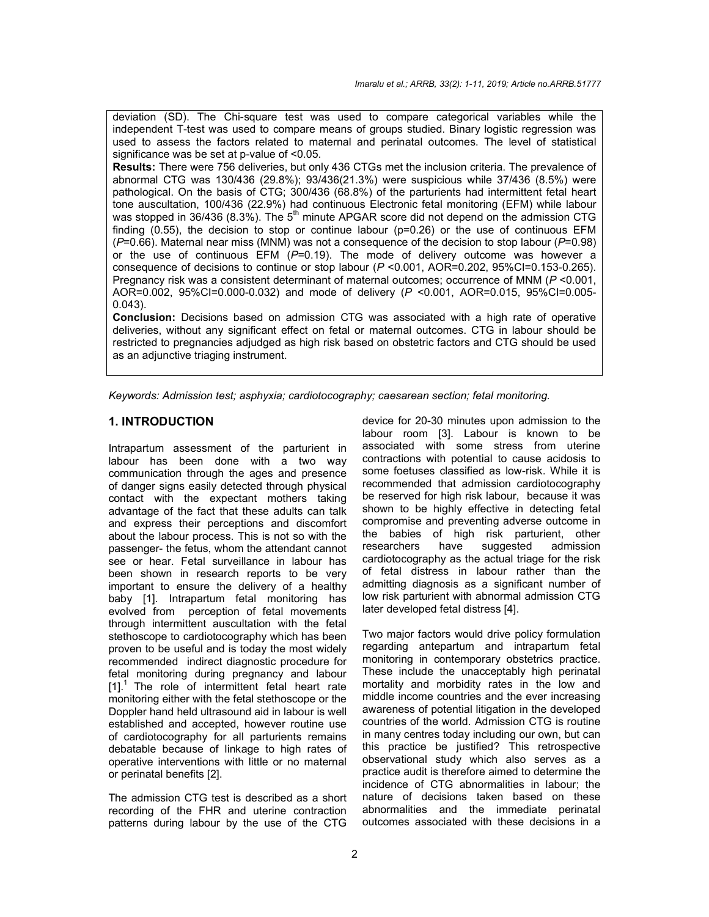deviation (SD). The Chi-square test was used to compare categorical variables while the independent T-test was used to compare means of groups studied. Binary logistic regression was used to assess the factors related to maternal and perinatal outcomes. The level of statistical significance was be set at p-value of <0.05.

**Results:** There were 756 deliveries, but only 436 CTGs met the inclusion criteria. The prevalence of abnormal CTG was 130/436 (29.8%); 93/436(21.3%) were suspicious while 37/436 (8.5%) were pathological. On the basis of CTG; 300/436 (68.8%) of the parturients had intermittent fetal heart tone auscultation, 100/436 (22.9%) had continuous Electronic fetal monitoring (EFM) while labour was stopped in 36/436 (8.3%). The 5[th] minute APGAR score did not depend on the admission CTG finding (0.55), the decision to stop or continue labour (p=0.26) or the use of continuous EFM (*P*=0.66). Maternal near miss (MNM) was not a consequence of the decision to stop labour (*P*=0.98) or the use of continuous EFM (*P*=0.19). The mode of delivery outcome was however a consequence of decisions to continue or stop labour (*P* <0.001, AOR=0.202, 95%CI=0.153-0.265). Pregnancy risk was a consistent determinant of maternal outcomes; occurrence of MNM (*P* <0.001, AOR=0.002, 95%CI=0.000-0.032) and mode of delivery (*P* <0.001, AOR=0.015, 95%CI=0.005-0.043).

**Conclusion:** Decisions based on admission CTG was associated with a high rate of operative deliveries, without any significant effect on fetal or maternal outcomes. CTG in labour should be restricted to pregnancies adjudged as high risk based on obstetric factors and CTG should be used as an adjunctive triaging instrument.

*Keywords: Admission test; asphyxia; cardiotocography; caesarean section; fetal monitoring.*

## 1. INTRODUCTION

Intrapartum assessment of the parturient in labour has been done with a two way communication through the ages and presence of danger signs easily detected through physical contact with the expectant mothers taking advantage of the fact that these adults can talk and express their perceptions and discomfort about the labour process. This is not so with the passenger- the fetus, whom the attendant cannot see or hear. Fetal surveillance in labour has been shown in research reports to be very important to ensure the delivery of a healthy baby [1]. Intrapartum fetal monitoring has evolved from perception of fetal movements through intermittent auscultation with the fetal stethoscope to cardiotocography which has been proven to be useful and is today the most widely recommended indirect diagnostic procedure for fetal monitoring during pregnancy and labour [1].[1] The role of intermittent fetal heart rate monitoring either with the fetal stethoscope or the Doppler hand held ultrasound aid in labour is well established and accepted, however routine use of cardiotocography for all parturients remains debatable because of linkage to high rates of operative interventions with little or no maternal or perinatal benefits [2].

The admission CTG test is described as a short recording of the FHR and uterine contraction patterns during labour by the use of the CTG device for 20-30 minutes upon admission to the labour room [3]. Labour is known to be associated with some stress from uterine contractions with potential to cause acidosis to some foetuses classified as low-risk. While it is recommended that admission cardiotocography be reserved for high risk labour, because it was shown to be highly effective in detecting fetal compromise and preventing adverse outcome in the babies of high risk parturient, other researchers have suggested admission cardiotocography as the actual triage for the risk of fetal distress in labour rather than the admitting diagnosis as a significant number of low risk parturient with abnormal admission CTG later developed fetal distress [4].

Two major factors would drive policy formulation regarding antepartum and intrapartum fetal monitoring in contemporary obstetrics practice. These include the unacceptably high perinatal mortality and morbidity rates in the low and middle income countries and the ever increasing awareness of potential litigation in the developed countries of the world. Admission CTG is routine in many centres today including our own, but can this practice be justified? This retrospective observational study which also serves as a practice audit is therefore aimed to determine the incidence of CTG abnormalities in labour; the nature of decisions taken based on these abnormalities and the immediate perinatal outcomes associated with these decisions in a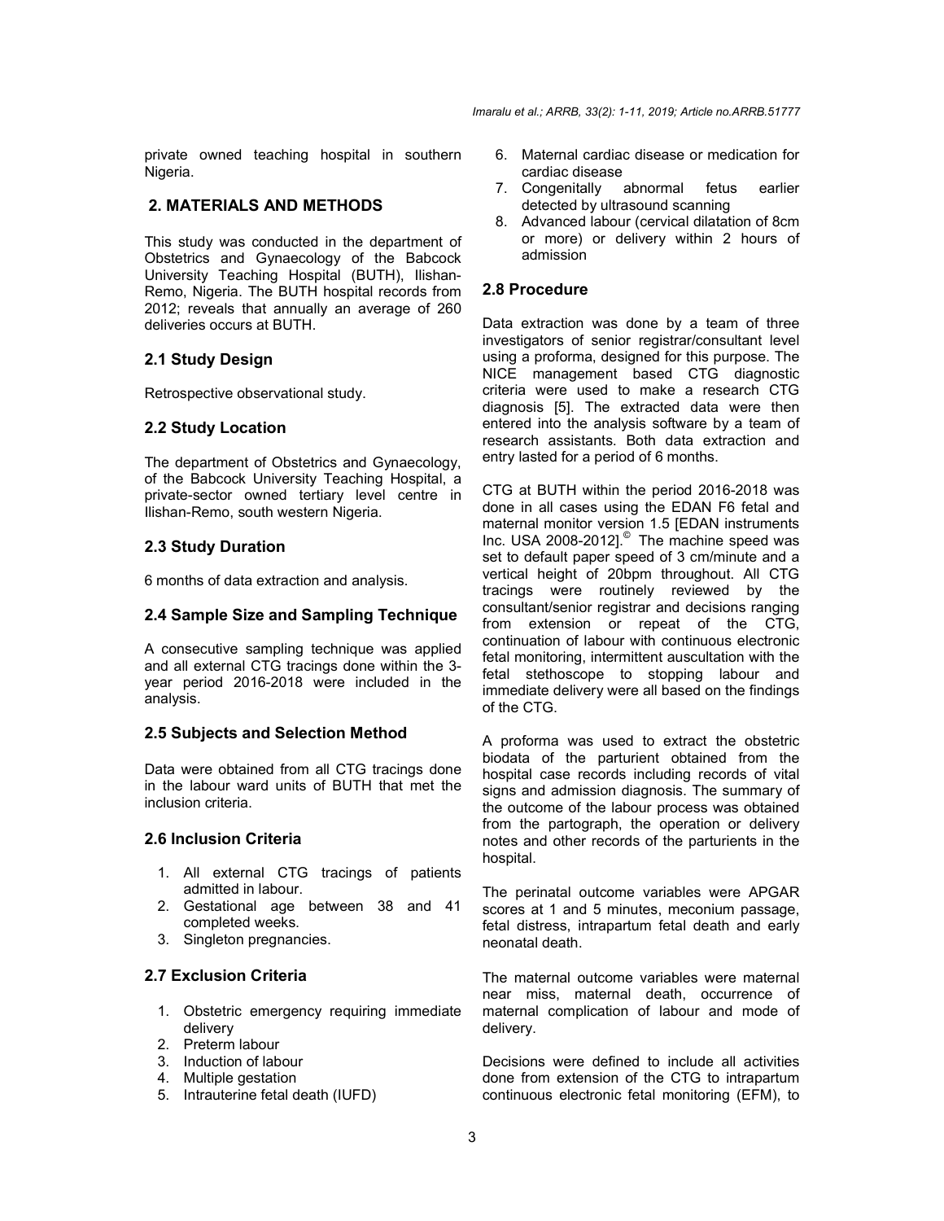private owned teaching hospital in southern Nigeria.

## 2. MATERIALS AND METHODS

This study was conducted in the department of Obstetrics and Gynaecology of the Babcock University Teaching Hospital (BUTH), Ilishan-Remo, Nigeria. The BUTH hospital records from 2012; reveals that annually an average of 260 deliveries occurs at BUTH.

### 2.1 Study Design

Retrospective observational study.

### 2.2 Study Location

The department of Obstetrics and Gynaecology, of the Babcock University Teaching Hospital, a private-sector owned tertiary level centre in Ilishan-Remo, south western Nigeria.

### 2.3 Study Duration

6 months of data extraction and analysis.

### 2.4 Sample Size and Sampling Technique

A consecutive sampling technique was applied and all external CTG tracings done within the 3-year period 2016-2018 were included in the analysis.

### 2.5 Subjects and Selection Method

Data were obtained from all CTG tracings done in the labour ward units of BUTH that met the inclusion criteria.

### 2.6 Inclusion Criteria

1. All external CTG tracings of patients admitted in labour.
2. Gestational age between 38 and 41 completed weeks.
3. Singleton pregnancies.

### 2.7 Exclusion Criteria

1. Obstetric emergency requiring immediate delivery
2. Preterm labour
3. Induction of labour
4. Multiple gestation
5. Intrauterine fetal death (IUFD)
6. Maternal cardiac disease or medication for cardiac disease
7. Congenitally abnormal fetus earlier detected by ultrasound scanning
8. Advanced labour (cervical dilatation of 8cm or more) or delivery within 2 hours of admission

### 2.8 Procedure

Data extraction was done by a team of three investigators of senior registrar/consultant level using a proforma, designed for this purpose. The NICE management based CTG diagnostic criteria were used to make a research CTG diagnosis [5]. The extracted data were then entered into the analysis software by a team of research assistants. Both data extraction and entry lasted for a period of 6 months.

CTG at BUTH within the period 2016-2018 was done in all cases using the EDAN F6 fetal and maternal monitor version 1.5 [EDAN instruments Inc. USA 2008-2012].© The machine speed was set to default paper speed of 3 cm/minute and a vertical height of 20bpm throughout. All CTG tracings were routinely reviewed by the consultant/senior registrar and decisions ranging from extension or repeat of the CTG, continuation of labour with continuous electronic fetal monitoring, intermittent auscultation with the fetal stethoscope to stopping labour and immediate delivery were all based on the findings of the CTG.

A proforma was used to extract the obstetric biodata of the parturient obtained from the hospital case records including records of vital signs and admission diagnosis. The summary of the outcome of the labour process was obtained from the partograph, the operation or delivery notes and other records of the parturients in the hospital.

The perinatal outcome variables were APGAR scores at 1 and 5 minutes, meconium passage, fetal distress, intrapartum fetal death and early neonatal death.

The maternal outcome variables were maternal near miss, maternal death, occurrence of maternal complication of labour and mode of delivery.

Decisions were defined to include all activities done from extension of the CTG to intrapartum continuous electronic fetal monitoring (EFM), to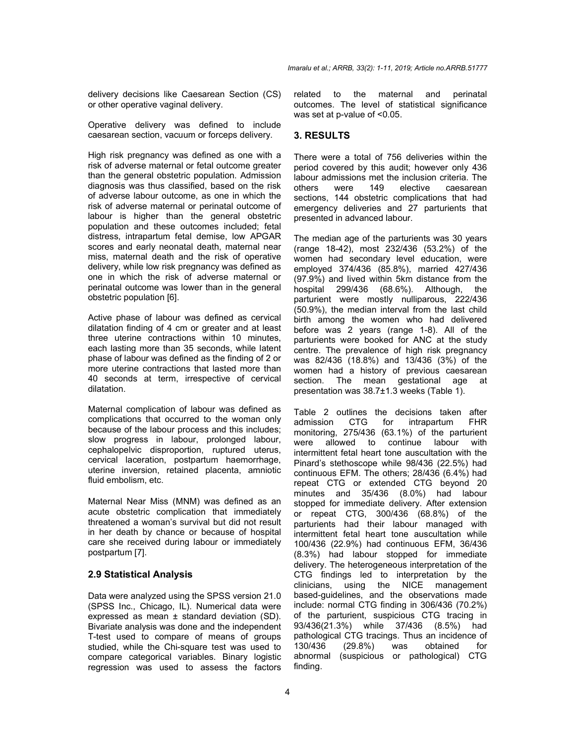delivery decisions like Caesarean Section (CS) or other operative vaginal delivery.

Operative delivery was defined to include caesarean section, vacuum or forceps delivery.

High risk pregnancy was defined as one with a risk of adverse maternal or fetal outcome greater than the general obstetric population. Admission diagnosis was thus classified, based on the risk of adverse labour outcome, as one in which the risk of adverse maternal or perinatal outcome of labour is higher than the general obstetric population and these outcomes included; fetal distress, intrapartum fetal demise, low APGAR scores and early neonatal death, maternal near miss, maternal death and the risk of operative delivery, while low risk pregnancy was defined as one in which the risk of adverse maternal or perinatal outcome was lower than in the general obstetric population [6].

Active phase of labour was defined as cervical dilatation finding of 4 cm or greater and at least three uterine contractions within 10 minutes, each lasting more than 35 seconds, while latent phase of labour was defined as the finding of 2 or more uterine contractions that lasted more than 40 seconds at term, irrespective of cervical dilatation.

Maternal complication of labour was defined as complications that occurred to the woman only because of the labour process and this includes; slow progress in labour, prolonged labour, cephalopelvic disproportion, ruptured uterus, cervical laceration, postpartum haemorrhage, uterine inversion, retained placenta, amniotic fluid embolism, etc.

Maternal Near Miss (MNM) was defined as an acute obstetric complication that immediately threatened a woman's survival but did not result in her death by chance or because of hospital care she received during labour or immediately postpartum [7].

### 2.9 Statistical Analysis

Data were analyzed using the SPSS version 21.0 (SPSS Inc., Chicago, IL). Numerical data were expressed as mean ± standard deviation (SD). Bivariate analysis was done and the independent T-test used to compare of means of groups studied, while the Chi-square test was used to compare categorical variables. Binary logistic regression was used to assess the factors related to the maternal and perinatal outcomes. The level of statistical significance was set at p-value of <0.05.

## 3. RESULTS

There were a total of 756 deliveries within the period covered by this audit; however only 436 labour admissions met the inclusion criteria. The others were 149 elective caesarean sections, 144 obstetric complications that had emergency deliveries and 27 parturients that presented in advanced labour.

The median age of the parturients was 30 years (range 18-42), most 232/436 (53.2%) of the women had secondary level education, were employed 374/436 (85.8%), married 427/436 (97.9%) and lived within 5km distance from the hospital 299/436 (68.6%). Although, the parturient were mostly nulliparous, 222/436 (50.9%), the median interval from the last child birth among the women who had delivered before was 2 years (range 1-8). All of the parturients were booked for ANC at the study centre. The prevalence of high risk pregnancy was 82/436 (18.8%) and 13/436 (3%) of the women had a history of previous caesarean section. The mean gestational age at presentation was 38.7±1.3 weeks (Table 1).

Table 2 outlines the decisions taken after admission CTG for intrapartum FHR monitoring, 275/436 (63.1%) of the parturient were allowed to continue labour with intermittent fetal heart tone auscultation with the Pinard's stethoscope while 98/436 (22.5%) had continuous EFM. The others; 28/436 (6.4%) had repeat CTG or extended CTG beyond 20 minutes and 35/436 (8.0%) had labour stopped for immediate delivery. After extension or repeat CTG, 300/436 (68.8%) of the parturients had their labour managed with intermittent fetal heart tone auscultation while 100/436 (22.9%) had continuous EFM, 36/436 (8.3%) had labour stopped for immediate delivery. The heterogeneous interpretation of the CTG findings led to interpretation by the clinicians, using the NICE management based-guidelines, and the observations made include: normal CTG finding in 306/436 (70.2%) of the parturient, suspicious CTG tracing in 93/436(21.3%) while 37/436 (8.5%) had pathological CTG tracings. Thus an incidence of 130/436 (29.8%) was obtained for abnormal (suspicious or pathological) CTG finding.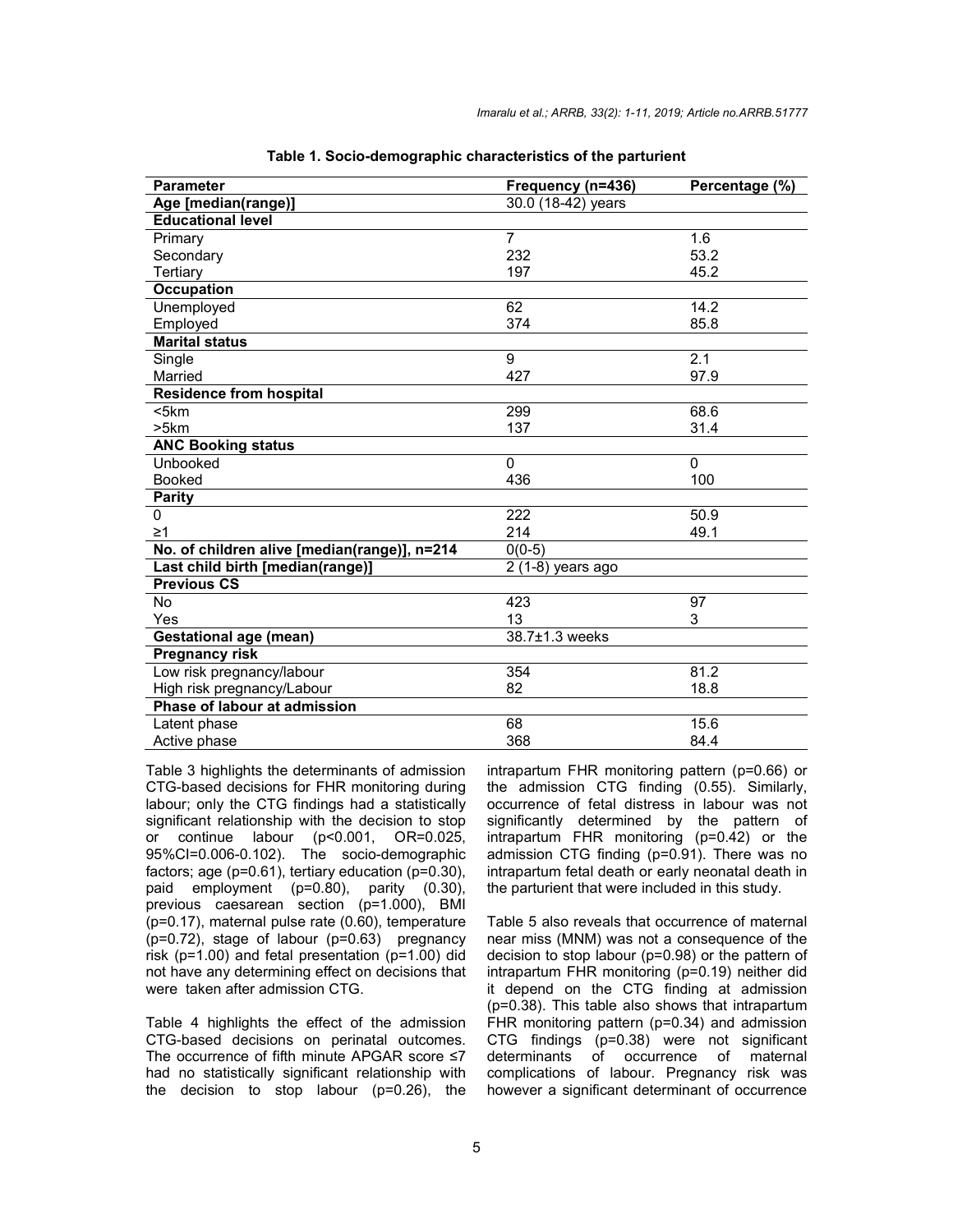**Table 1. Socio-demographic characteristics of the parturient**

| Parameter | Frequency (n=436) | Percentage (%) |
|---|---|---|
| **Age [median(range)]** | 30.0 (18-42) years | |
| **Educational level** | | |
| Primary | 7 | 1.6 |
| Secondary | 232 | 53.2 |
| Tertiary | 197 | 45.2 |
| **Occupation** | | |
| Unemployed | 62 | 14.2 |
| Employed | 374 | 85.8 |
| **Marital status** | | |
| Single | 9 | 2.1 |
| Married | 427 | 97.9 |
| **Residence from hospital** | | |
| <5km | 299 | 68.6 |
| >5km | 137 | 31.4 |
| **ANC Booking status** | | |
| Unbooked | 0 | 0 |
| Booked | 436 | 100 |
| **Parity** | | |
| 0 | 222 | 50.9 |
| ≥1 | 214 | 49.1 |
| **No. of children alive [median(range)], n=214** | 0(0-5) | |
| **Last child birth [median(range)]** | 2 (1-8) years ago | |
| **Previous CS** | | |
| No | 423 | 97 |
| Yes | 13 | 3 |
| **Gestational age (mean)** | 38.7±1.3 weeks | |
| **Pregnancy risk** | | |
| Low risk pregnancy/labour | 354 | 81.2 |
| High risk pregnancy/Labour | 82 | 18.8 |
| **Phase of labour at admission** | | |
| Latent phase | 68 | 15.6 |
| Active phase | 368 | 84.4 |

Table 3 highlights the determinants of admission CTG-based decisions for FHR monitoring during labour; only the CTG findings had a statistically significant relationship with the decision to stop or continue labour (p<0.001, OR=0.025, 95%CI=0.006-0.102). The socio-demographic factors; age (p=0.61), tertiary education (p=0.30), paid employment (p=0.80), parity (0.30), previous caesarean section (p=1.000), BMI (p=0.17), maternal pulse rate (0.60), temperature (p=0.72), stage of labour (p=0.63) pregnancy risk (p=1.00) and fetal presentation (p=1.00) did not have any determining effect on decisions that were taken after admission CTG.

Table 4 highlights the effect of the admission CTG-based decisions on perinatal outcomes. The occurrence of fifth minute APGAR score ≤7 had no statistically significant relationship with the decision to stop labour (p=0.26), the intrapartum FHR monitoring pattern (p=0.66) or the admission CTG finding (0.55). Similarly, occurrence of fetal distress in labour was not significantly determined by the pattern of intrapartum FHR monitoring (p=0.42) or the admission CTG finding (p=0.91). There was no intrapartum fetal death or early neonatal death in the parturient that were included in this study.

Table 5 also reveals that occurrence of maternal near miss (MNM) was not a consequence of the decision to stop labour (p=0.98) or the pattern of intrapartum FHR monitoring (p=0.19) neither did it depend on the CTG finding at admission (p=0.38). This table also shows that intrapartum FHR monitoring pattern (p=0.34) and admission CTG findings (p=0.38) were not significant determinants of occurrence of maternal complications of labour. Pregnancy risk was however a significant determinant of occurrence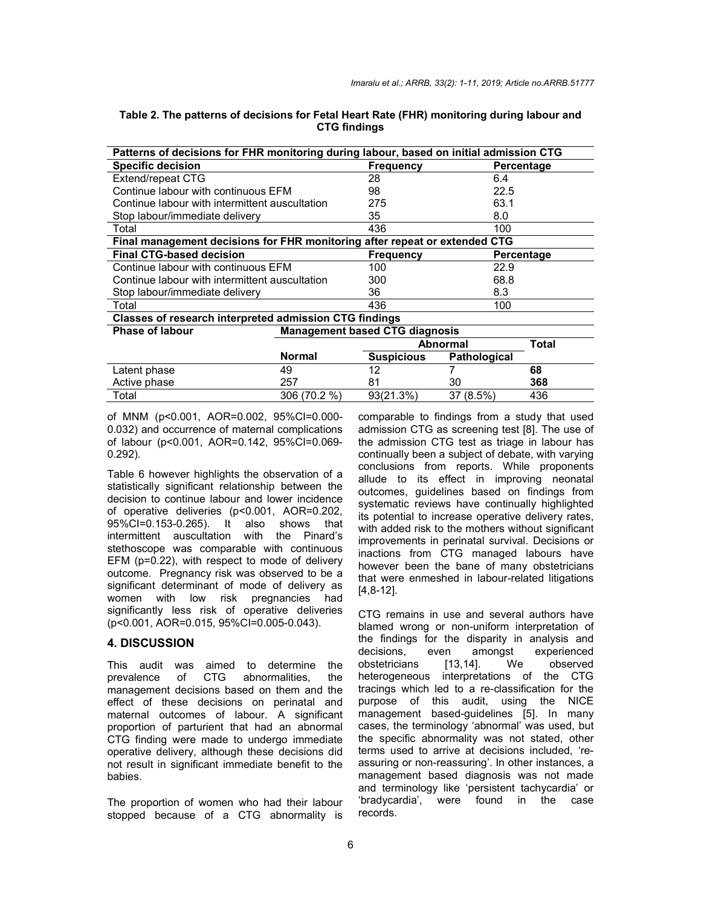**Table 2. The patterns of decisions for Fetal Heart Rate (FHR) monitoring during labour and CTG findings**

| Patterns of decisions for FHR monitoring during labour, based on initial admission CTG | | |
|---|---|---|
| **Specific decision** | **Frequency** | **Percentage** |
| Extend/repeat CTG | 28 | 6.4 |
| Continue labour with continuous EFM | 98 | 22.5 |
| Continue labour with intermittent auscultation | 275 | 63.1 |
| Stop labour/immediate delivery | 35 | 8.0 |
| Total | 436 | 100 |
| **Final management decisions for FHR monitoring after repeat or extended CTG** | | |
| **Final CTG-based decision** | **Frequency** | **Percentage** |
| Continue labour with continuous EFM | 100 | 22.9 |
| Continue labour with intermittent auscultation | 300 | 68.8 |
| Stop labour/immediate delivery | 36 | 8.3 |
| Total | 436 | 100 |

| **Classes of research interpreted admission CTG findings** | | | | |
|---|---|---|---|---|
| **Phase of labour** | **Management based CTG diagnosis** | | | |
| | | **Abnormal** | | **Total** |
| | **Normal** | **Suspicious** | **Pathological** | |
| Latent phase | 49 | 12 | 7 | **68** |
| Active phase | 257 | 81 | 30 | **368** |
| Total | 306 (70.2 %) | 93(21.3%) | 37 (8.5%) | 436 |

of MNM ($p<0.001$, AOR=0.002, 95%CI=0.000-0.032) and occurrence of maternal complications of labour ($p<0.001$, AOR=0.142, 95%CI=0.069-0.292).

Table 6 however highlights the observation of a statistically significant relationship between the decision to continue labour and lower incidence of operative deliveries ($p<0.001$, AOR=0.202, 95%CI=0.153-0.265). It also shows that intermittent auscultation with the Pinard's stethoscope was comparable with continuous EFM ($p=0.22$), with respect to mode of delivery outcome. Pregnancy risk was observed to be a significant determinant of mode of delivery as women with low risk pregnancies had significantly less risk of operative deliveries ($p<0.001$, AOR=0.015, 95%CI=0.005-0.043).

## 4. DISCUSSION

This audit was aimed to determine the prevalence of CTG abnormalities, the management decisions based on them and the effect of these decisions on perinatal and maternal outcomes of labour. A significant proportion of parturient that had an abnormal CTG finding were made to undergo immediate operative delivery, although these decisions did not result in significant immediate benefit to the babies.

The proportion of women who had their labour stopped because of a CTG abnormality is comparable to findings from a study that used admission CTG as screening test [8]. The use of the admission CTG test as triage in labour has continually been a subject of debate, with varying conclusions from reports. While proponents allude to its effect in improving neonatal outcomes, guidelines based on findings from systematic reviews have continually highlighted its potential to increase operative delivery rates, with added risk to the mothers without significant improvements in perinatal survival. Decisions or inactions from CTG managed labours have however been the bane of many obstetricians that were enmeshed in labour-related litigations [4,8-12].

CTG remains in use and several authors have blamed wrong or non-uniform interpretation of the findings for the disparity in analysis and decisions, even amongst experienced obstetricians [13,14]. We observed heterogeneous interpretations of the CTG tracings which led to a re-classification for the purpose of this audit, using the NICE management based-guidelines [5]. In many cases, the terminology 'abnormal' was used, but the specific abnormality was not stated, other terms used to arrive at decisions included, 're-assuring or non-reassuring'. In other instances, a management based diagnosis was not made and terminology like 'persistent tachycardia' or 'bradycardia', were found in the case records.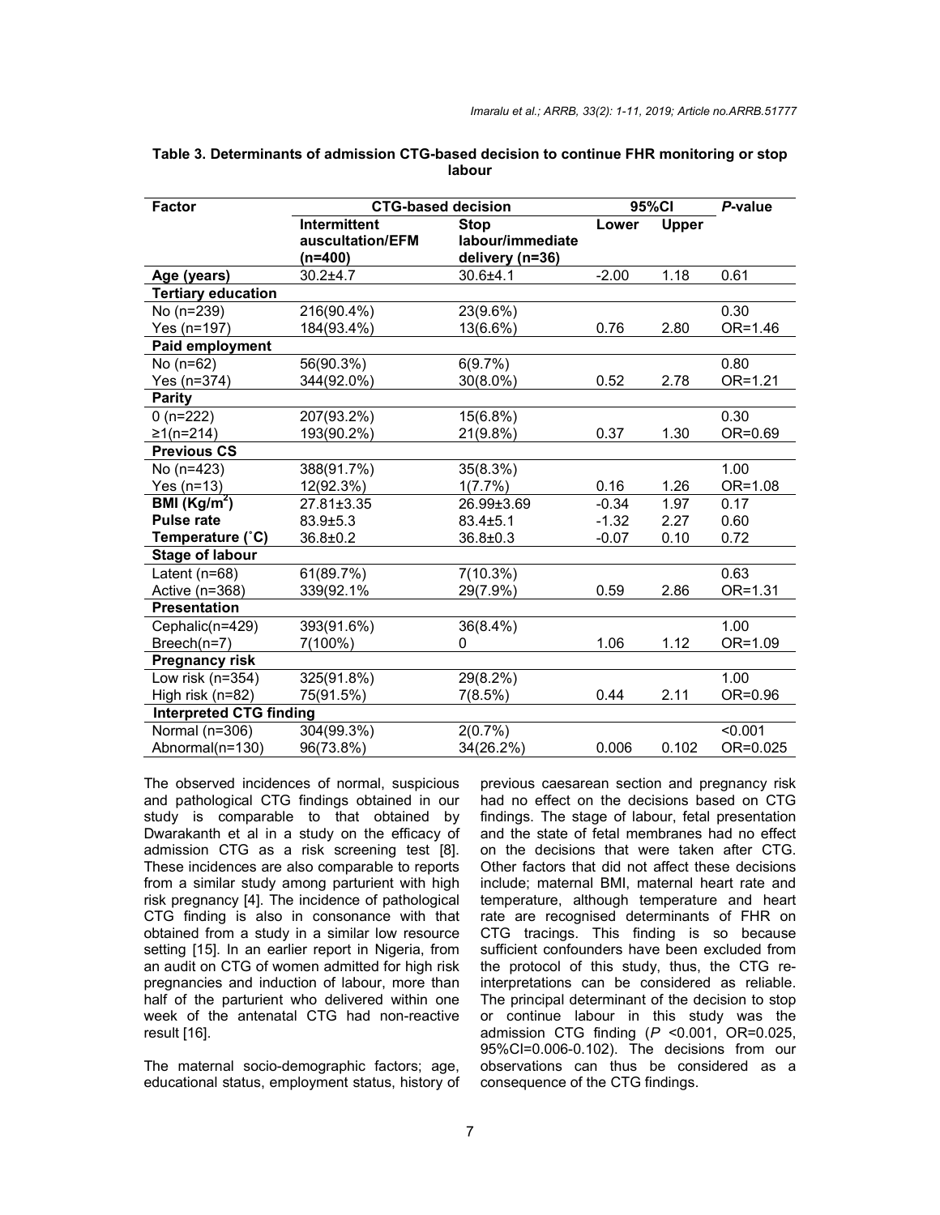**Table 3. Determinants of admission CTG-based decision to continue FHR monitoring or stop labour**

| Factor | CTG-based decision | | 95%CI | | *P*-value |
|---|---|---|---|---|---|
| | Intermittent auscultation/EFM (n=400) | Stop labour/immediate delivery (n=36) | Lower | Upper | |
| **Age (years)** | 30.2±4.7 | 30.6±4.1 | -2.00 | 1.18 | 0.61 |
| **Tertiary education** | | | | | |
| No (n=239) | 216(90.4%) | 23(9.6%) | | | 0.30 |
| Yes (n=197) | 184(93.4%) | 13(6.6%) | 0.76 | 2.80 | OR=1.46 |
| **Paid employment** | | | | | |
| No (n=62) | 56(90.3%) | 6(9.7%) | | | 0.80 |
| Yes (n=374) | 344(92.0%) | 30(8.0%) | 0.52 | 2.78 | OR=1.21 |
| **Parity** | | | | | |
| 0 (n=222) | 207(93.2%) | 15(6.8%) | | | 0.30 |
| ≥1(n=214) | 193(90.2%) | 21(9.8%) | 0.37 | 1.30 | OR=0.69 |
| **Previous CS** | | | | | |
| No (n=423) | 388(91.7%) | 35(8.3%) | | | 1.00 |
| Yes (n=13) | 12(92.3%) | 1(7.7%) | 0.16 | 1.26 | OR=1.08 |
| **BMI (Kg/m$^2$)** | 27.81±3.35 | 26.99±3.69 | -0.34 | 1.97 | 0.17 |
| **Pulse rate** | 83.9±5.3 | 83.4±5.1 | -1.32 | 2.27 | 0.60 |
| **Temperature (˚C)** | 36.8±0.2 | 36.8±0.3 | -0.07 | 0.10 | 0.72 |
| **Stage of labour** | | | | | |
| Latent (n=68) | 61(89.7%) | 7(10.3%) | | | 0.63 |
| Active (n=368) | 339(92.1% | 29(7.9%) | 0.59 | 2.86 | OR=1.31 |
| **Presentation** | | | | | |
| Cephalic(n=429) | 393(91.6%) | 36(8.4%) | | | 1.00 |
| Breech(n=7) | 7(100%) | 0 | 1.06 | 1.12 | OR=1.09 |
| **Pregnancy risk** | | | | | |
| Low risk (n=354) | 325(91.8%) | 29(8.2%) | | | 1.00 |
| High risk (n=82) | 75(91.5%) | 7(8.5%) | 0.44 | 2.11 | OR=0.96 |
| **Interpreted CTG finding** | | | | | |
| Normal (n=306) | 304(99.3%) | 2(0.7%) | | | <0.001 |
| Abnormal(n=130) | 96(73.8%) | 34(26.2%) | 0.006 | 0.102 | OR=0.025 |

The observed incidences of normal, suspicious and pathological CTG findings obtained in our study is comparable to that obtained by Dwarakanth et al in a study on the efficacy of admission CTG as a risk screening test [8]. These incidences are also comparable to reports from a similar study among parturient with high risk pregnancy [4]. The incidence of pathological CTG finding is also in consonance with that obtained from a study in a similar low resource setting [15]. In an earlier report in Nigeria, from an audit on CTG of women admitted for high risk pregnancies and induction of labour, more than half of the parturient who delivered within one week of the antenatal CTG had non-reactive result [16].

The maternal socio-demographic factors; age, educational status, employment status, history of previous caesarean section and pregnancy risk had no effect on the decisions based on CTG findings. The stage of labour, fetal presentation and the state of fetal membranes had no effect on the decisions that were taken after CTG. Other factors that did not affect these decisions include; maternal BMI, maternal heart rate and temperature, although temperature and heart rate are recognised determinants of FHR on CTG tracings. This finding is so because sufficient confounders have been excluded from the protocol of this study, thus, the CTG re-interpretations can be considered as reliable. The principal determinant of the decision to stop or continue labour in this study was the admission CTG finding (*P* <0.001, OR=0.025, 95%CI=0.006-0.102). The decisions from our observations can thus be considered as a consequence of the CTG findings.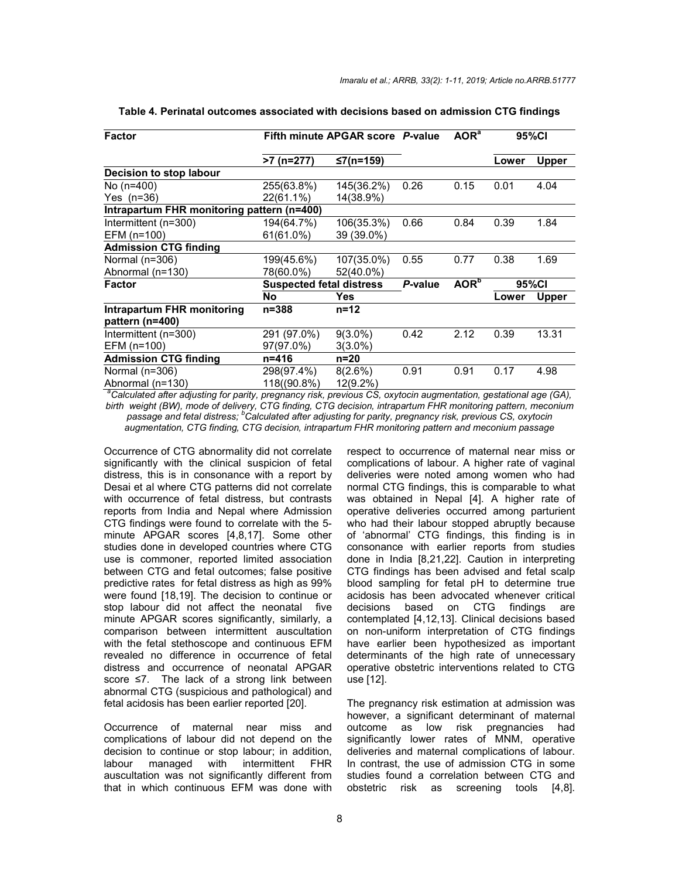**Table 4. Perinatal outcomes associated with decisions based on admission CTG findings**

| Factor | Fifth minute APGAR score | | P-value | AOR[a] | 95%CI | |
|---|---|---|---|---|---|---|
| | >7 (n=277) | ≤7(n=159) | | | Lower | Upper |
| **Decision to stop labour** | | | | | | |
| No (n=400) | 255(63.8%) | 145(36.2%) | 0.26 | 0.15 | 0.01 | 4.04 |
| Yes (n=36) | 22(61.1%) | 14(38.9%) | | | | |
| **Intrapartum FHR monitoring pattern (n=400)** | | | | | | |
| Intermittent (n=300) | 194(64.7%) | 106(35.3%) | 0.66 | 0.84 | 0.39 | 1.84 |
| EFM (n=100) | 61(61.0%) | 39 (39.0%) | | | | |
| **Admission CTG finding** | | | | | | |
| Normal (n=306) | 199(45.6%) | 107(35.0%) | 0.55 | 0.77 | 0.38 | 1.69 |
| Abnormal (n=130) | 78(60.0%) | 52(40.0%) | | | | |
| **Factor** | **Suspected fetal distress** | | **P-value** | **AOR[b]** | **95%CI** | |
| | **No** | **Yes** | | | **Lower** | **Upper** |
| **Intrapartum FHR monitoring pattern (n=400)** | n=388 | n=12 | | | | |
| Intermittent (n=300) | 291 (97.0%) | 9(3.0%) | 0.42 | 2.12 | 0.39 | 13.31 |
| EFM (n=100) | 97(97.0%) | 3(3.0%) | | | | |
| **Admission CTG finding** | n=416 | n=20 | | | | |
| Normal (n=306) | 298(97.4%) | 8(2.6%) | 0.91 | 0.91 | 0.17 | 4.98 |
| Abnormal (n=130) | 118((90.8%) | 12(9.2%) | | | | |

*[a]Calculated after adjusting for parity, pregnancy risk, previous CS, oxytocin augmentation, gestational age (GA), birth weight (BW), mode of delivery, CTG finding, CTG decision, intrapartum FHR monitoring pattern, meconium passage and fetal distress; [b]Calculated after adjusting for parity, pregnancy risk, previous CS, oxytocin augmentation, CTG finding, CTG decision, intrapartum FHR monitoring pattern and meconium passage*

Occurrence of CTG abnormality did not correlate significantly with the clinical suspicion of fetal distress, this is in consonance with a report by Desai et al where CTG patterns did not correlate with occurrence of fetal distress, but contrasts reports from India and Nepal where Admission CTG findings were found to correlate with the 5-minute APGAR scores [4,8,17]. Some other studies done in developed countries where CTG use is commoner, reported limited association between CTG and fetal outcomes; false positive predictive rates for fetal distress as high as 99% were found [18,19]. The decision to continue or stop labour did not affect the neonatal five minute APGAR scores significantly, similarly, a comparison between intermittent auscultation with the fetal stethoscope and continuous EFM revealed no difference in occurrence of fetal distress and occurrence of neonatal APGAR score ≤7. The lack of a strong link between abnormal CTG (suspicious and pathological) and fetal acidosis has been earlier reported [20].

Occurrence of maternal near miss and complications of labour did not depend on the decision to continue or stop labour; in addition, labour managed with intermittent FHR auscultation was not significantly different from that in which continuous EFM was done with respect to occurrence of maternal near miss or complications of labour. A higher rate of vaginal deliveries were noted among women who had normal CTG findings, this is comparable to what was obtained in Nepal [4]. A higher rate of operative deliveries occurred among parturient who had their labour stopped abruptly because of 'abnormal' CTG findings, this finding is in consonance with earlier reports from studies done in India [8,21,22]. Caution in interpreting CTG findings has been advised and fetal scalp blood sampling for fetal pH to determine true acidosis has been advocated whenever critical decisions based on CTG findings are contemplated [4,12,13]. Clinical decisions based on non-uniform interpretation of CTG findings have earlier been hypothesized as important determinants of the high rate of unnecessary operative obstetric interventions related to CTG use [12].

The pregnancy risk estimation at admission was however, a significant determinant of maternal outcome as low risk pregnancies had significantly lower rates of MNM, operative deliveries and maternal complications of labour. In contrast, the use of admission CTG in some studies found a correlation between CTG and obstetric risk as screening tools [4,8].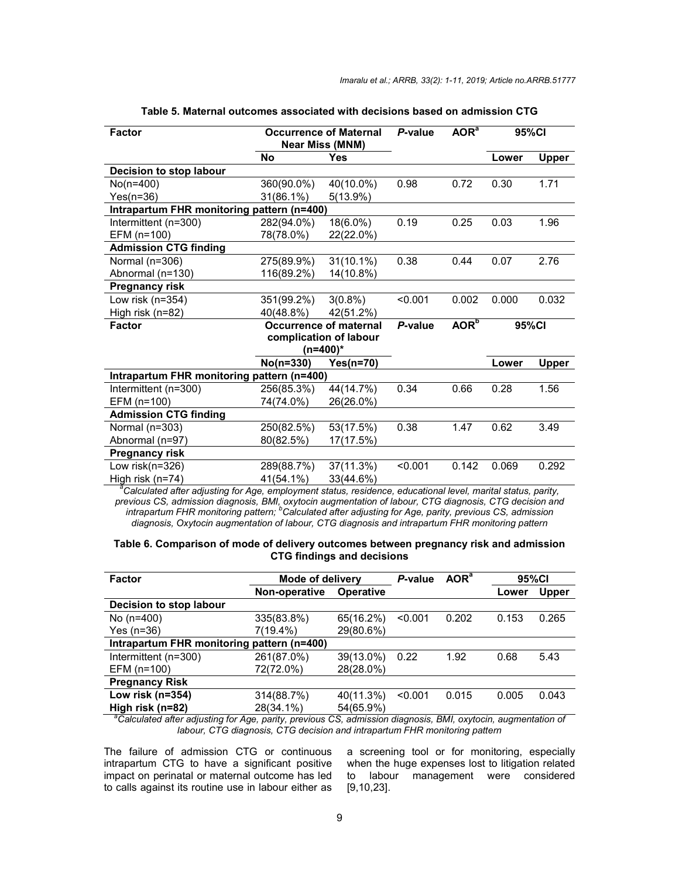**Table 5. Maternal outcomes associated with decisions based on admission CTG**

| Factor | Occurrence of Maternal Near Miss (MNM) | | P-value | AOR[a] | 95%CI | |
|---|---|---|---|---|---|---|
| | No | Yes | | | Lower | Upper |
| **Decision to stop labour** | | | | | | |
| No(n=400) | 360(90.0%) | 40(10.0%) | 0.98 | 0.72 | 0.30 | 1.71 |
| Yes(n=36) | 31(86.1%) | 5(13.9%) | | | | |
| **Intrapartum FHR monitoring pattern (n=400)** | | | | | | |
| Intermittent (n=300) | 282(94.0%) | 18(6.0%) | 0.19 | 0.25 | 0.03 | 1.96 |
| EFM (n=100) | 78(78.0%) | 22(22.0%) | | | | |
| **Admission CTG finding** | | | | | | |
| Normal (n=306) | 275(89.9%) | 31(10.1%) | 0.38 | 0.44 | 0.07 | 2.76 |
| Abnormal (n=130) | 116(89.2%) | 14(10.8%) | | | | |
| **Pregnancy risk** | | | | | | |
| Low risk (n=354) | 351(99.2%) | 3(0.8%) | <0.001 | 0.002 | 0.000 | 0.032 |
| High risk (n=82) | 40(48.8%) | 42(51.2%) | | | | |
| **Factor** | **Occurrence of maternal complication of labour (n=400)*** | | **P-value** | **AOR[b]** | **95%CI** | |
| | No(n=330) | Yes(n=70) | | | Lower | Upper |
| **Intrapartum FHR monitoring pattern (n=400)** | | | | | | |
| Intermittent (n=300) | 256(85.3%) | 44(14.7%) | 0.34 | 0.66 | 0.28 | 1.56 |
| EFM (n=100) | 74(74.0%) | 26(26.0%) | | | | |
| **Admission CTG finding** | | | | | | |
| Normal (n=303) | 250(82.5%) | 53(17.5%) | 0.38 | 1.47 | 0.62 | 3.49 |
| Abnormal (n=97) | 80(82.5%) | 17(17.5%) | | | | |
| **Pregnancy risk** | | | | | | |
| Low risk(n=326) | 289(88.7%) | 37(11.3%) | <0.001 | 0.142 | 0.069 | 0.292 |
| High risk (n=74) | 41(54.1%) | 33(44.6%) | | | | |

*[a]Calculated after adjusting for Age, employment status, residence, educational level, marital status, parity, previous CS, admission diagnosis, BMI, oxytocin augmentation of labour, CTG diagnosis, CTG decision and intrapartum FHR monitoring pattern; [b]Calculated after adjusting for Age, parity, previous CS, admission diagnosis, Oxytocin augmentation of labour, CTG diagnosis and intrapartum FHR monitoring pattern*

**Table 6. Comparison of mode of delivery outcomes between pregnancy risk and admission CTG findings and decisions**

| Factor | Mode of delivery | | P-value | AOR[a] | 95%CI | |
|---|---|---|---|---|---|---|
| | Non-operative | Operative | | | Lower | Upper |
| **Decision to stop labour** | | | | | | |
| No (n=400) | 335(83.8%) | 65(16.2%) | <0.001 | 0.202 | 0.153 | 0.265 |
| Yes (n=36) | 7(19.4%) | 29(80.6%) | | | | |
| **Intrapartum FHR monitoring pattern (n=400)** | | | | | | |
| Intermittent (n=300) | 261(87.0%) | 39(13.0%) | 0.22 | 1.92 | 0.68 | 5.43 |
| EFM (n=100) | 72(72.0%) | 28(28.0%) | | | | |
| **Pregnancy Risk** | | | | | | |
| **Low risk (n=354)** | 314(88.7%) | 40(11.3%) | <0.001 | 0.015 | 0.005 | 0.043 |
| **High risk (n=82)** | 28(34.1%) | 54(65.9%) | | | | |

*[a]Calculated after adjusting for Age, parity, previous CS, admission diagnosis, BMI, oxytocin, augmentation of labour, CTG diagnosis, CTG decision and intrapartum FHR monitoring pattern*

The failure of admission CTG or continuous intrapartum CTG to have a significant positive impact on perinatal or maternal outcome has led to calls against its routine use in labour either as a screening tool or for monitoring, especially when the huge expenses lost to litigation related to labour management were considered [9,10,23].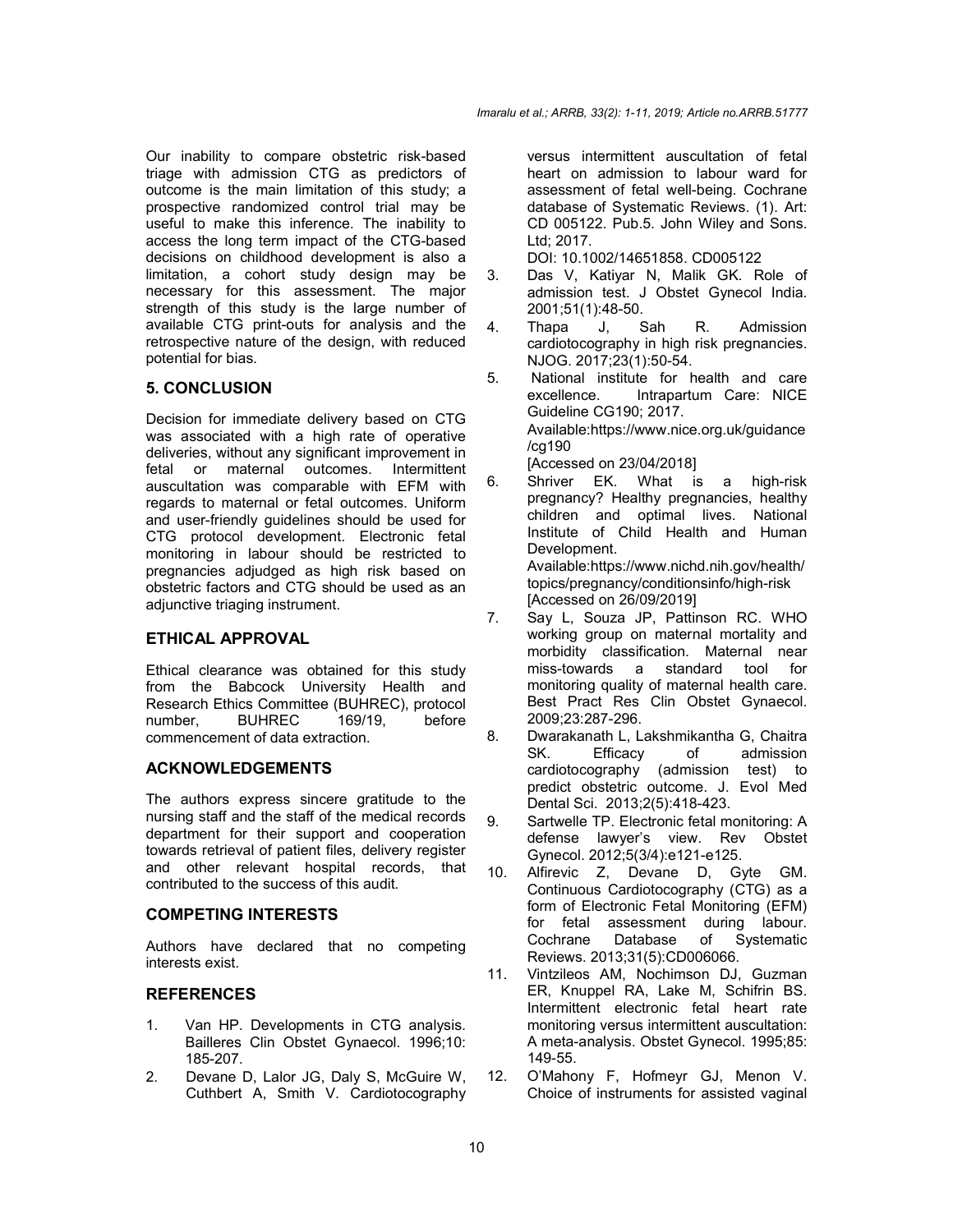Our inability to compare obstetric risk-based triage with admission CTG as predictors of outcome is the main limitation of this study; a prospective randomized control trial may be useful to make this inference. The inability to access the long term impact of the CTG-based decisions on childhood development is also a limitation, a cohort study design may be necessary for this assessment. The major strength of this study is the large number of available CTG print-outs for analysis and the retrospective nature of the design, with reduced potential for bias.

## 5. CONCLUSION

Decision for immediate delivery based on CTG was associated with a high rate of operative deliveries, without any significant improvement in fetal or maternal outcomes. Intermittent auscultation was comparable with EFM with regards to maternal or fetal outcomes. Uniform and user-friendly guidelines should be used for CTG protocol development. Electronic fetal monitoring in labour should be restricted to pregnancies adjudged as high risk based on obstetric factors and CTG should be used as an adjunctive triaging instrument.

## ETHICAL APPROVAL

Ethical clearance was obtained for this study from the Babcock University Health and Research Ethics Committee (BUHREC), protocol number, BUHREC 169/19, before commencement of data extraction.

## ACKNOWLEDGEMENTS

The authors express sincere gratitude to the nursing staff and the staff of the medical records department for their support and cooperation towards retrieval of patient files, delivery register and other relevant hospital records, that contributed to the success of this audit.

## COMPETING INTERESTS

Authors have declared that no competing interests exist.

## REFERENCES

1. Van HP. Developments in CTG analysis. Bailleres Clin Obstet Gynaecol. 1996;10: 185-207.
2. Devane D, Lalor JG, Daly S, McGuire W, Cuthbert A, Smith V. Cardiotocography versus intermittent auscultation of fetal heart on admission to labour ward for assessment of fetal well-being. Cochrane database of Systematic Reviews. (1). Art: CD 005122. Pub.5. John Wiley and Sons. Ltd; 2017.
   DOI: 10.1002/14651858. CD005122
3. Das V, Katiyar N, Malik GK. Role of admission test. J Obstet Gynecol India. 2001;51(1):48-50.
4. Thapa J, Sah R. Admission cardiotocography in high risk pregnancies. NJOG. 2017;23(1):50-54.
5. National institute for health and care excellence. Intrapartum Care: NICE Guideline CG190; 2017.
   Available:https://www.nice.org.uk/guidance/cg190
   [Accessed on 23/04/2018]
6. Shriver EK. What is a high-risk pregnancy? Healthy pregnancies, healthy children and optimal lives. National Institute of Child Health and Human Development.
   Available:https://www.nichd.nih.gov/health/topics/pregnancy/conditionsinfo/high-risk
   [Accessed on 26/09/2019]
7. Say L, Souza JP, Pattinson RC. WHO working group on maternal mortality and morbidity classification. Maternal near miss-towards a standard tool for monitoring quality of maternal health care. Best Pract Res Clin Obstet Gynaecol. 2009;23:287-296.
8. Dwarakanath L, Lakshmikantha G, Chaitra SK. Efficacy of admission cardiotocography (admission test) to predict obstetric outcome. J. Evol Med Dental Sci. 2013;2(5):418-423.
9. Sartwelle TP. Electronic fetal monitoring: A defense lawyer's view. Rev Obstet Gynecol. 2012;5(3/4):e121-e125.
10. Alfirevic Z, Devane D, Gyte GM. Continuous Cardiotocography (CTG) as a form of Electronic Fetal Monitoring (EFM) for fetal assessment during labour. Cochrane Database of Systematic Reviews. 2013;31(5):CD006066.
11. Vintzileos AM, Nochimson DJ, Guzman ER, Knuppel RA, Lake M, Schifrin BS. Intermittent electronic fetal heart rate monitoring versus intermittent auscultation: A meta-analysis. Obstet Gynecol. 1995;85: 149-55.
12. O'Mahony F, Hofmeyr GJ, Menon V. Choice of instruments for assisted vaginal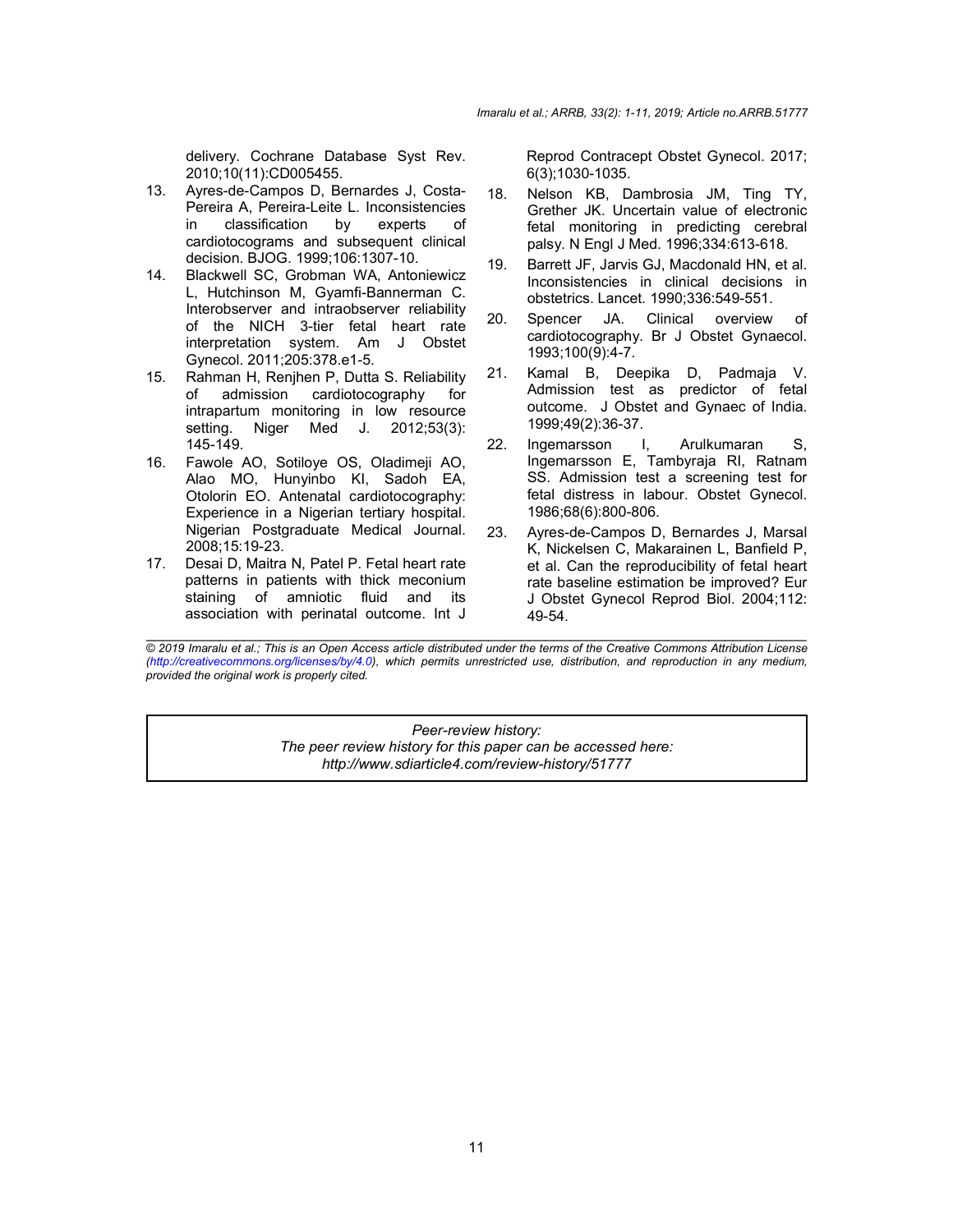delivery. Cochrane Database Syst Rev. 2010;10(11):CD005455.

13. Ayres-de-Campos D, Bernardes J, Costa-Pereira A, Pereira-Leite L. Inconsistencies in classification by experts of cardiotocograms and subsequent clinical decision. BJOG. 1999;106:1307-10.
14. Blackwell SC, Grobman WA, Antoniewicz L, Hutchinson M, Gyamfi-Bannerman C. Interobserver and intraobserver reliability of the NICH 3-tier fetal heart rate interpretation system. Am J Obstet Gynecol. 2011;205:378.e1-5.
15. Rahman H, Renjhen P, Dutta S. Reliability of admission cardiotocography for intrapartum monitoring in low resource setting. Niger Med J. 2012;53(3): 145-149.
16. Fawole AO, Sotiloye OS, Oladimeji AO, Alao MO, Hunyinbo KI, Sadoh EA, Otolorin EO. Antenatal cardiotocography: Experience in a Nigerian tertiary hospital. Nigerian Postgraduate Medical Journal. 2008;15:19-23.
17. Desai D, Maitra N, Patel P. Fetal heart rate patterns in patients with thick meconium staining of amniotic fluid and its association with perinatal outcome. Int J Reprod Contracept Obstet Gynecol. 2017; 6(3);1030-1035.
18. Nelson KB, Dambrosia JM, Ting TY, Grether JK. Uncertain value of electronic fetal monitoring in predicting cerebral palsy. N Engl J Med. 1996;334:613-618.
19. Barrett JF, Jarvis GJ, Macdonald HN, et al. Inconsistencies in clinical decisions in obstetrics. Lancet. 1990;336:549-551.
20. Spencer JA. Clinical overview of cardiotocography. Br J Obstet Gynaecol. 1993;100(9):4-7.
21. Kamal B, Deepika D, Padmaja V. Admission test as predictor of fetal outcome. J Obstet and Gynaec of India. 1999;49(2):36-37.
22. Ingemarsson I, Arulkumaran S, Ingemarsson E, Tambyraja RI, Ratnam SS. Admission test a screening test for fetal distress in labour. Obstet Gynecol. 1986;68(6):800-806.
23. Ayres-de-Campos D, Bernardes J, Marsal K, Nickelsen C, Makarainen L, Banfield P, et al. Can the reproducibility of fetal heart rate baseline estimation be improved? Eur J Obstet Gynecol Reprod Biol. 2004;112: 49-54.

---

*© 2019 Imaralu et al.; This is an Open Access article distributed under the terms of the Creative Commons Attribution License (http://creativecommons.org/licenses/by/4.0), which permits unrestricted use, distribution, and reproduction in any medium, provided the original work is properly cited.*

*Peer-review history:*
*The peer review history for this paper can be accessed here:*
*http://www.sdiarticle4.com/review-history/51777*